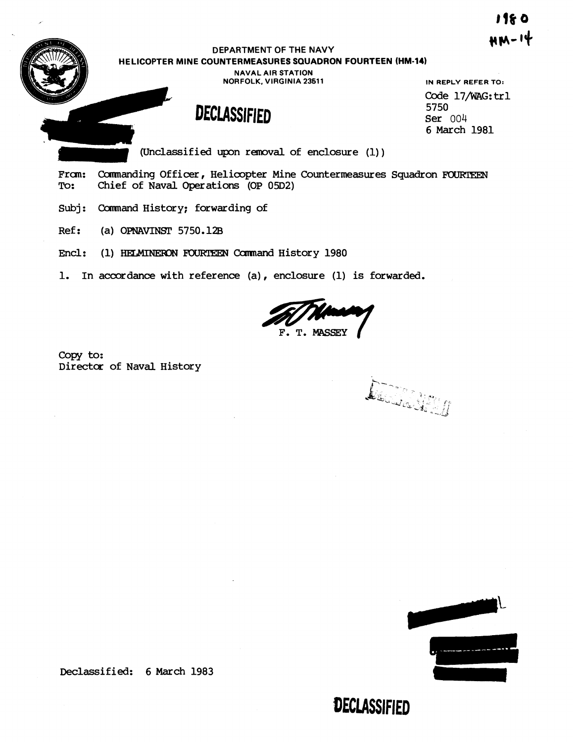1980
HM-14

DEPARTMENT OF THE NAVY
**HELICOPTER MINE COUNTERMEASURES SQUADRON FOURTEEN (HM-14)**
NAVAL AIR STATION
NORFOLK, VIRGINIA 23511

IN REPLY REFER TO:
Code 17/WAG:trl
5750
Ser 004
6 March 1981

**DECLASSIFIED**

(Unclassified upon removal of enclosure (1))

From: Commanding Officer, Helicopter Mine Countermeasures Squadron FOURTEEN
To: Chief of Naval Operations (OP 05D2)

Subj: Command History; forwarding of

Ref: (a) OPNAVINST 5750.12B

Encl: (1) HELMINERON FOURTEEN Command History 1980

1. In accordance with reference (a), enclosure (1) is forwarded.

F. T. MASSEY

Copy to:
Director of Naval History

Declassified: 6 March 1983

**DECLASSIFIED**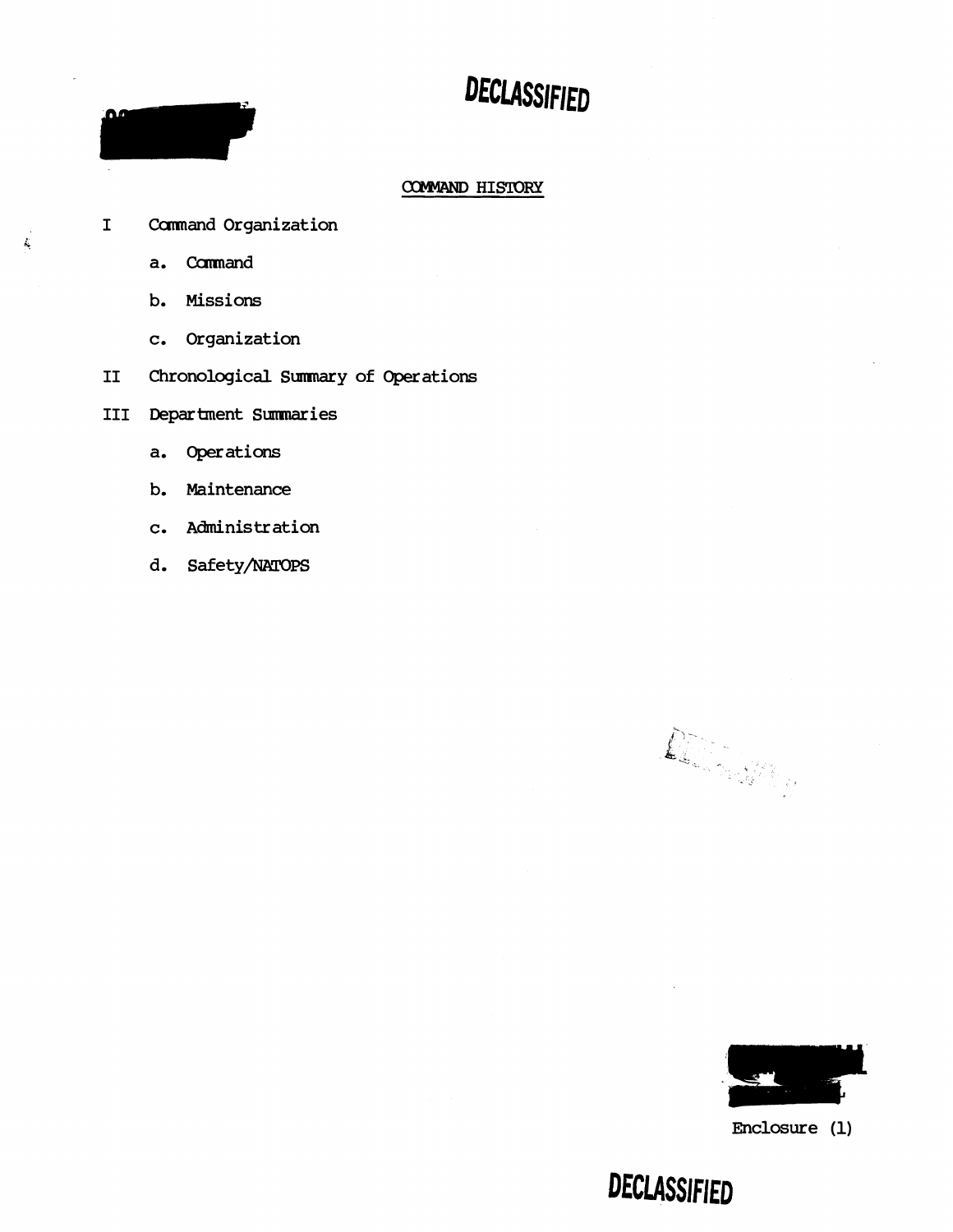DECLASSIFIED

## COMMAND HISTORY

I Command Organization

a. Command

b. Missions

c. Organization

II Chronological Summary of Operations

III Department Summaries

a. Operations

b. Maintenance

c. Administration

d. Safety/NATOPS

Enclosure (1)

DECLASSIFIED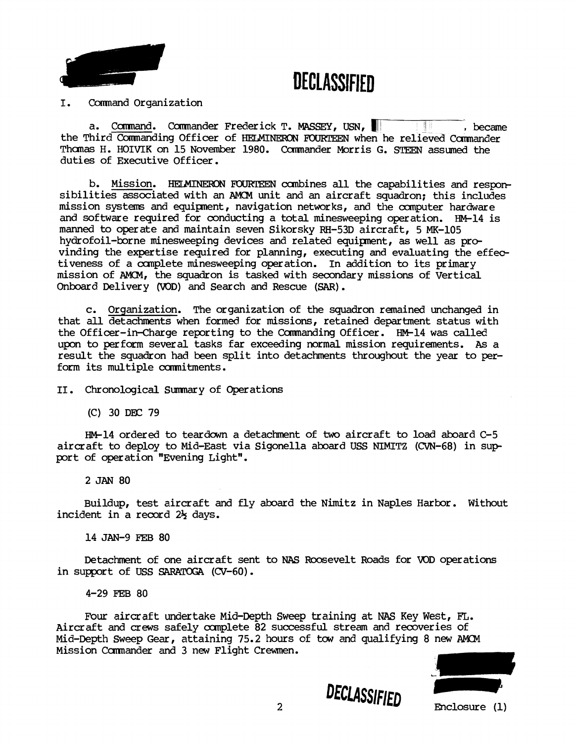DECLASSIFIED

I. Command Organization

a. Command. Commander Frederick T. MASSEY, USN, , became the Third Commanding Officer of HELMINERON FOURTEEN when he relieved Commander Thomas H. HOIVIK on 15 November 1980. Commander Morris G. STEEN assumed the duties of Executive Officer.

b. Mission. HELMINERON FOURTEEN combines all the capabilities and responsibilities associated with an AMCM unit and an aircraft squadron; this includes mission systems and equipment, navigation networks, and the computer hardware and software required for conducting a total minesweeping operation. HM-14 is manned to operate and maintain seven Sikorsky RH-53D aircraft, 5 MK-105 hydrofoil-borne minesweeping devices and related equipment, as well as providing the expertise required for planning, executing and evaluating the effectiveness of a complete minesweeping operation. In addition to its primary mission of AMCM, the squadron is tasked with secondary missions of Vertical Onboard Delivery (VOD) and Search and Rescue (SAR).

c. Organization. The organization of the squadron remained unchanged in that all detachments when formed for missions, retained department status with the Officer-in-Charge reporting to the Commanding Officer. HM-14 was called upon to perform several tasks far exceeding normal mission requirements. As a result the squadron had been split into detachments throughout the year to perform its multiple commitments.

II. Chronological Summary of Operations

(C) 30 DEC 79

HM-14 ordered to teardown a detachment of two aircraft to load aboard C-5 aircraft to deploy to Mid-East via Sigonella aboard USS NIMITZ (CVN-68) in support of operation "Evening Light".

2 JAN 80

Buildup, test aircraft and fly aboard the Nimitz in Naples Harbor. Without incident in a record 2½ days.

14 JAN-9 FEB 80

Detachment of one aircraft sent to NAS Roosevelt Roads for VOD operations in support of USS SARATOGA (CV-60).

4-29 FEB 80

Four aircraft undertake Mid-Depth Sweep training at NAS Key West, FL. Aircraft and crews safely complete 82 successful stream and recoveries of Mid-Depth Sweep Gear, attaining 75.2 hours of tow and qualifying 8 new AMCM Mission Commander and 3 new Flight Crewmen.

DECLASSIFIED

Enclosure (1)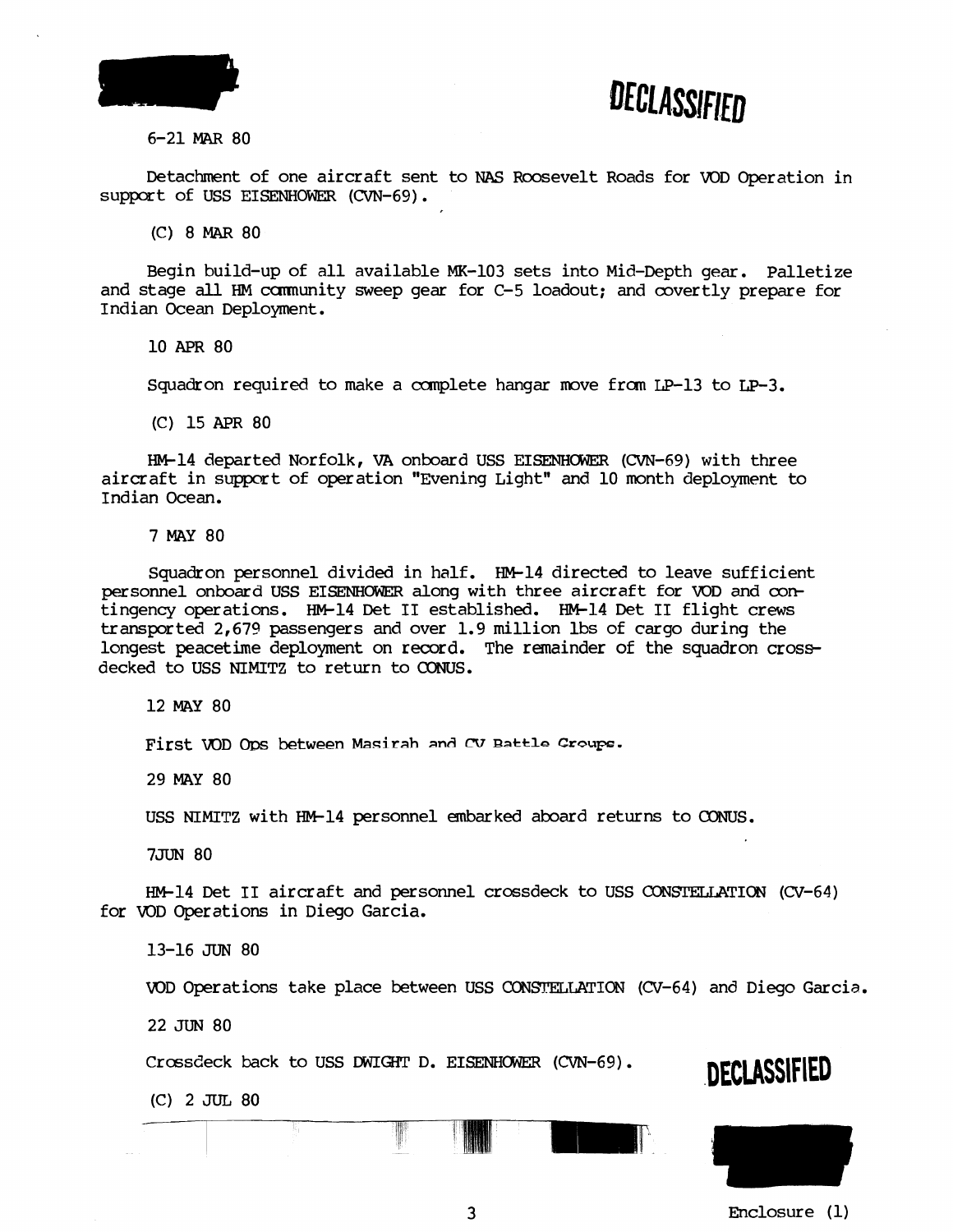DECLASSIFIED

6-21 MAR 80

Detachment of one aircraft sent to NAS Roosevelt Roads for VOD Operation in support of USS EISENHOWER (CVN-69).

(C) 8 MAR 80

Begin build-up of all available MK-103 sets into Mid-Depth gear. Palletize and stage all HM community sweep gear for C-5 loadout; and covertly prepare for Indian Ocean Deployment.

10 APR 80

Squadron required to make a complete hangar move from LP-13 to LP-3.

(C) 15 APR 80

HM-14 departed Norfolk, VA onboard USS EISENHOWER (CVN-69) with three aircraft in support of operation "Evening Light" and 10 month deployment to Indian Ocean.

7 MAY 80

Squadron personnel divided in half. HM-14 directed to leave sufficient personnel onboard USS EISENHOWER along with three aircraft for VOD and contingency operations. HM-14 Det II established. HM-14 Det II flight crews transported 2,679 passengers and over 1.9 million lbs of cargo during the longest peacetime deployment on record. The remainder of the squadron cross-decked to USS NIMITZ to return to CONUS.

12 MAY 80

First VOD Ops between Masirah and CV Battle Groups.

29 MAY 80

USS NIMITZ with HM-14 personnel embarked aboard returns to CONUS.

7JUN 80

HM-14 Det II aircraft and personnel crossdeck to USS CONSTELLATION (CV-64) for VOD Operations in Diego Garcia.

13-16 JUN 80

VOD Operations take place between USS CONSTELLATION (CV-64) and Diego Garcia.

22 JUN 80

Crossdeck back to USS DWIGHT D. EISENHOWER (CVN-69).

DECLASSIFIED

(C) 2 JUL 80

Enclosure (1)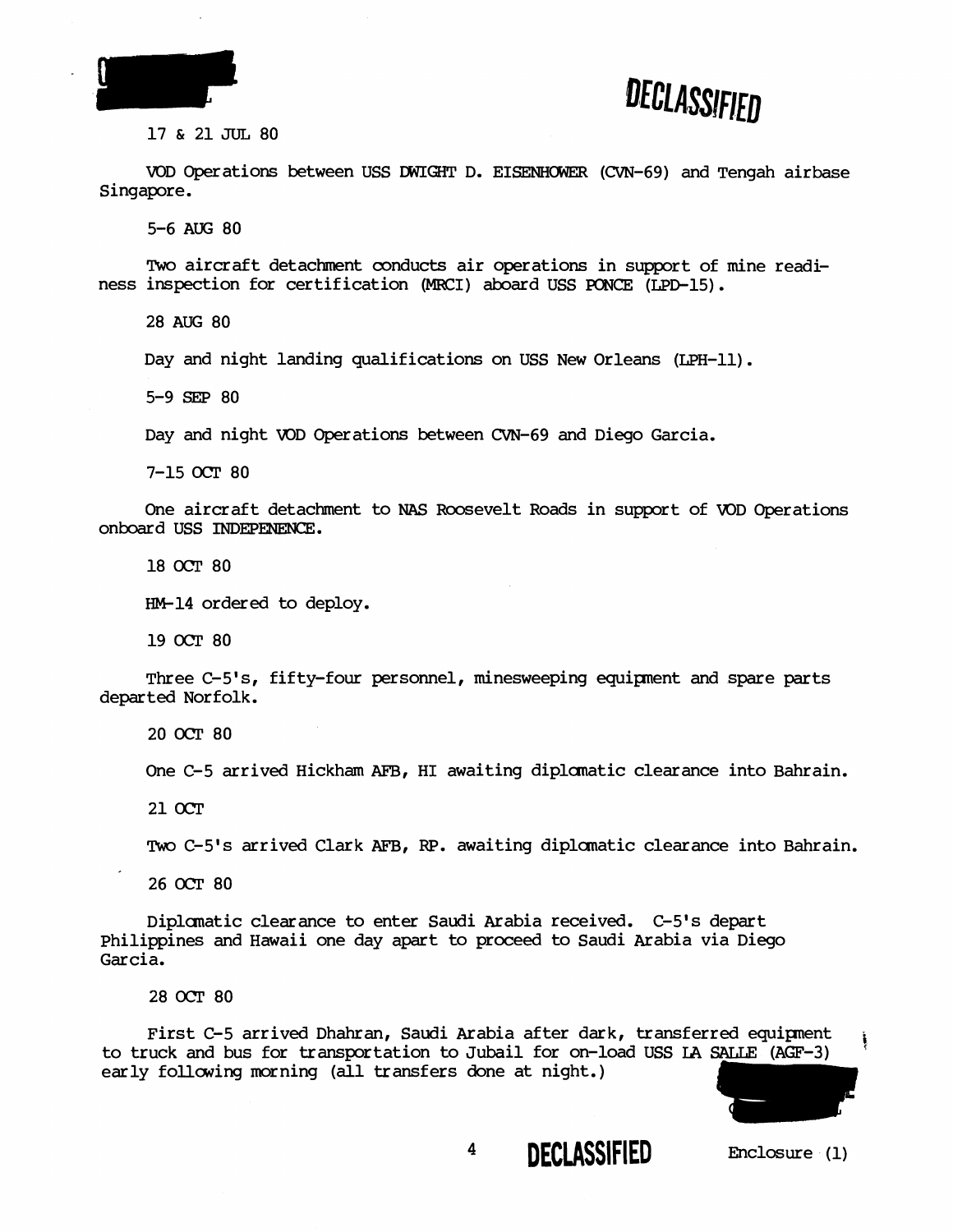17 & 21 JUL 80

VOD Operations between USS DWIGHT D. EISENHOWER (CVN-69) and Tengah airbase Singapore.

5-6 AUG 80

Two aircraft detachment conducts air operations in support of mine readiness inspection for certification (MRCI) aboard USS PONCE (LPD-15).

28 AUG 80

Day and night landing qualifications on USS New Orleans (LPH-11).

5-9 SEP 80

Day and night VOD Operations between CVN-69 and Diego Garcia.

7-15 OCT 80

One aircraft detachment to NAS Roosevelt Roads in support of VOD Operations onboard USS INDEPENENCE.

18 OCT 80

HM-14 ordered to deploy.

19 OCT 80

Three C-5's, fifty-four personnel, minesweeping equipment and spare parts departed Norfolk.

20 OCT 80

One C-5 arrived Hickham AFB, HI awaiting diplomatic clearance into Bahrain.

21 OCT

Two C-5's arrived Clark AFB, RP. awaiting diplomatic clearance into Bahrain.

26 OCT 80

Diplomatic clearance to enter Saudi Arabia received. C-5's depart Philippines and Hawaii one day apart to proceed to Saudi Arabia via Diego Garcia.

28 OCT 80

First C-5 arrived Dhahran, Saudi Arabia after dark, transferred equipment to truck and bus for transportation to Jubail for on-load USS LA SALLE (AGF-3) early following morning (all transfers done at night.)

Enclosure (1)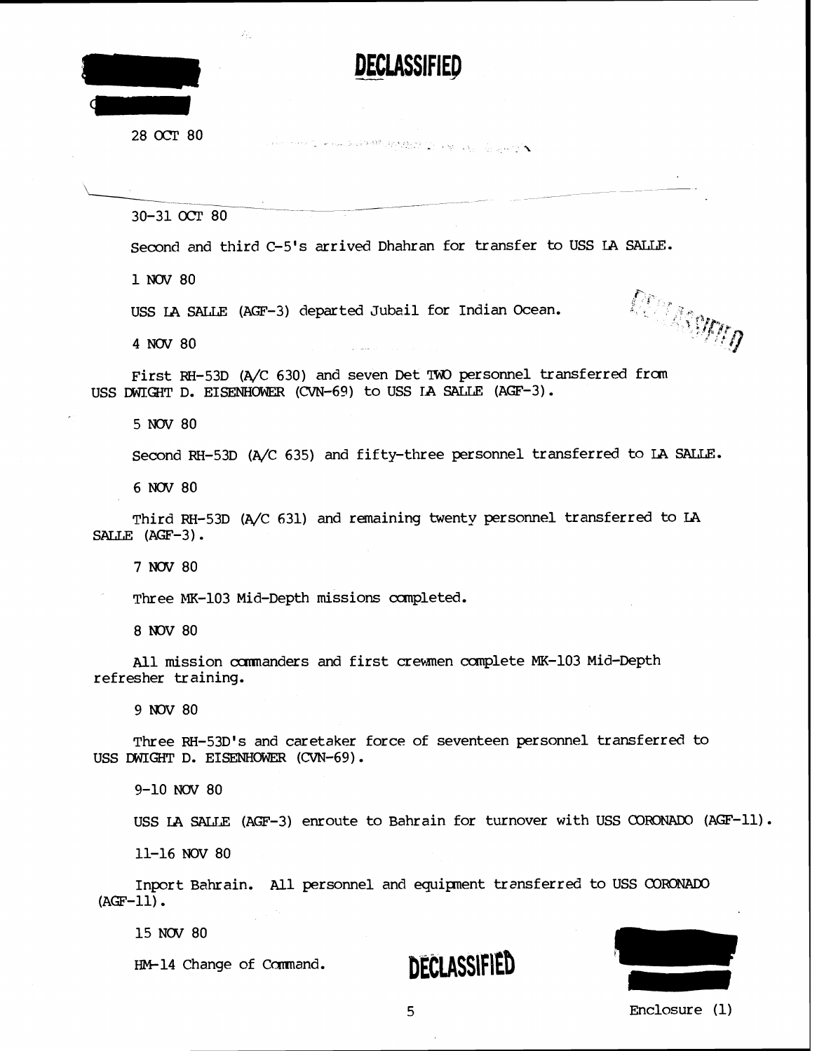DECLASSIFIED

28 OCT 80

30-31 OCT 80

Second and third C-5's arrived Dhahran for transfer to USS LA SALLE.

1 NOV 80

USS LA SALLE (AGF-3) departed Jubail for Indian Ocean.

4 NOV 80

First RH-53D (A/C 630) and seven Det TWO personnel transferred from USS DWIGHT D. EISENHOWER (CVN-69) to USS LA SALLE (AGF-3).

5 NOV 80

Second RH-53D (A/C 635) and fifty-three personnel transferred to LA SALLE.

6 NOV 80

Third RH-53D (A/C 631) and remaining twenty personnel transferred to LA SALLE (AGF-3).

7 NOV 80

Three MK-103 Mid-Depth missions completed.

8 NOV 80

All mission commanders and first crewmen complete MK-103 Mid-Depth refresher training.

9 NOV 80

Three RH-53D's and caretaker force of seventeen personnel transferred to USS DWIGHT D. EISENHOWER (CVN-69).

9-10 NOV 80

USS LA SALLE (AGF-3) enroute to Bahrain for turnover with USS CORONADO (AGF-11).

11-16 NOV 80

Inport Bahrain. All personnel and equipment transferred to USS CORONADO (AGF-11).

15 NOV 80

HM-14 Change of Command.

DECLASSIFIED

Enclosure (1)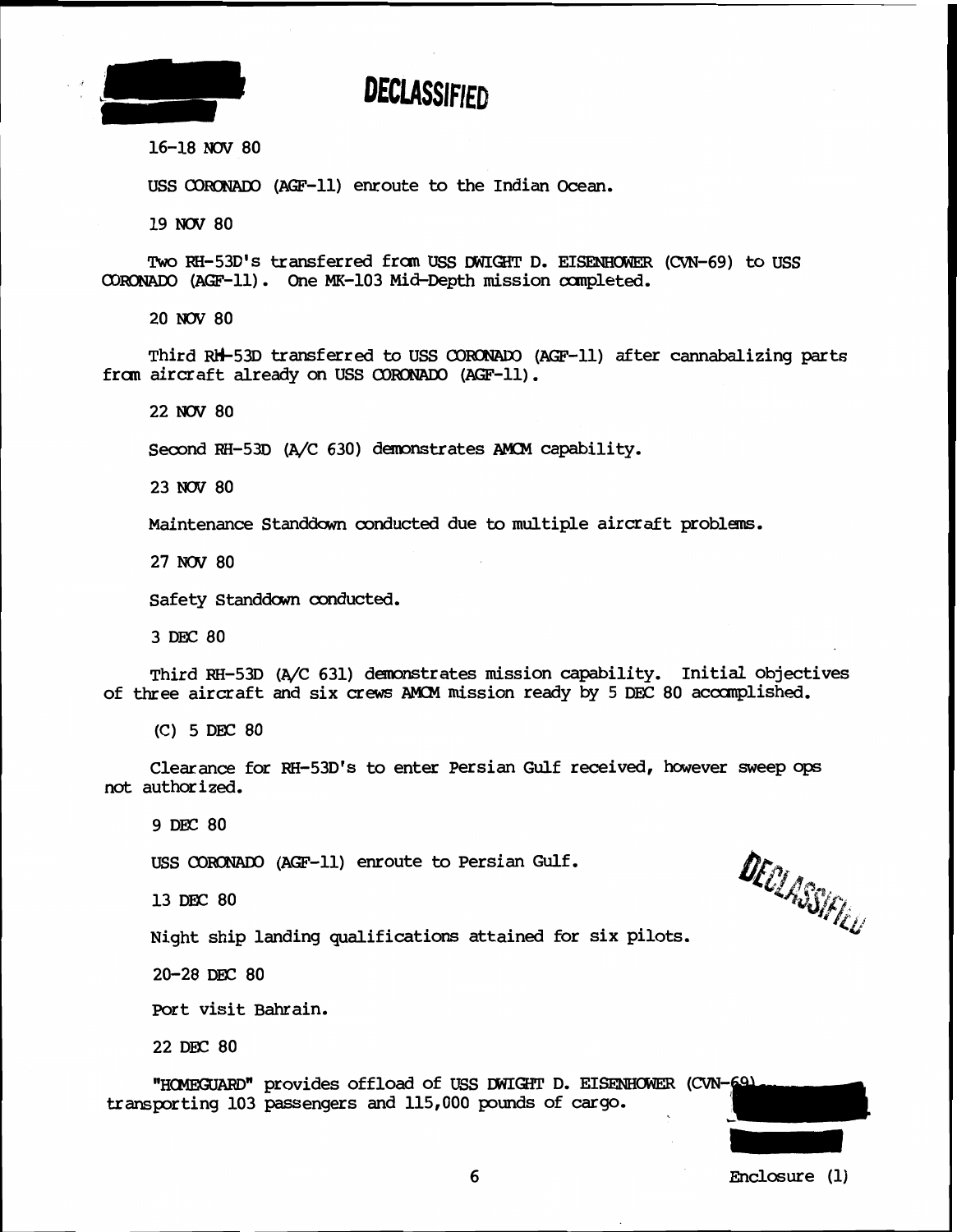DECLASSIFIED

16-18 NOV 80

USS CORONADO (AGF-11) enroute to the Indian Ocean.

19 NOV 80

Two RH-53D's transferred from USS DWIGHT D. EISENHOWER (CVN-69) to USS CORONADO (AGF-11). One MK-103 Mid-Depth mission completed.

20 NOV 80

Third RH-53D transferred to USS CORONADO (AGF-11) after cannabalizing parts from aircraft already on USS CORONADO (AGF-11).

22 NOV 80

Second RH-53D (A/C 630) demonstrates AMCM capability.

23 NOV 80

Maintenance Standdown conducted due to multiple aircraft problems.

27 NOV 80

Safety Standdown conducted.

3 DEC 80

Third RH-53D (A/C 631) demonstrates mission capability. Initial objectives of three aircraft and six crews AMCM mission ready by 5 DEC 80 accomplished.

(C) 5 DEC 80

Clearance for RH-53D's to enter Persian Gulf received, however sweep ops not authorized.

9 DEC 80

USS CORONADO (AGF-11) enroute to Persian Gulf.

13 DEC 80

Night ship landing qualifications attained for six pilots.

20-28 DEC 80

Port visit Bahrain.

22 DEC 80

"HOMEGUARD" provides offload of USS DWIGHT D. EISENHOWER (CVN-69) transporting 103 passengers and 115,000 pounds of cargo.

DECLASSIFIED

Enclosure (1)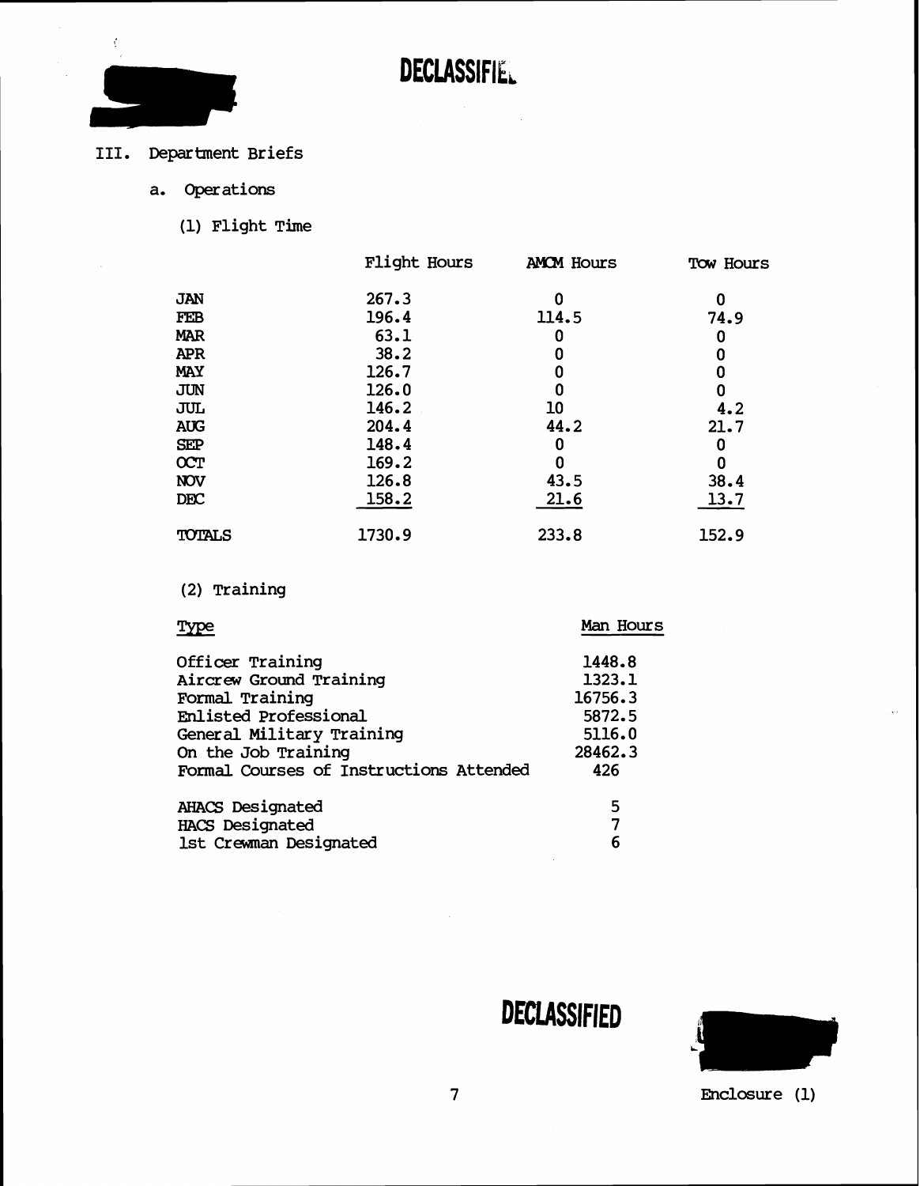DECLASSIFIED

III. Department Briefs

a. Operations

(1) Flight Time

| | Flight Hours | AMCM Hours | Tow Hours |
|---|---|---|---|
| JAN | 267.3 | 0 | 0 |
| FEB | 196.4 | 114.5 | 74.9 |
| MAR | 63.1 | 0 | 0 |
| APR | 38.2 | 0 | 0 |
| MAY | 126.7 | 0 | 0 |
| JUN | 126.0 | 0 | 0 |
| JUL | 146.2 | 10 | 4.2 |
| AUG | 204.4 | 44.2 | 21.7 |
| SEP | 148.4 | 0 | 0 |
| OCT | 169.2 | 0 | 0 |
| NOV | 126.8 | 43.5 | 38.4 |
| DEC | 158.2 | 21.6 | 13.7 |
| TOTALS | 1730.9 | 233.8 | 152.9 |

(2) Training

| Type | Man Hours |
|---|---|
| Officer Training | 1448.8 |
| Aircrew Ground Training | 1323.1 |
| Formal Training | 16756.3 |
| Enlisted Professional | 5872.5 |
| General Military Training | 5116.0 |
| On the Job Training | 28462.3 |
| Formal Courses of Instructions Attended | 426 |
| AHACS Designated | 5 |
| HACS Designated | 7 |
| 1st Crewman Designated | 6 |

DECLASSIFIED

Enclosure (1)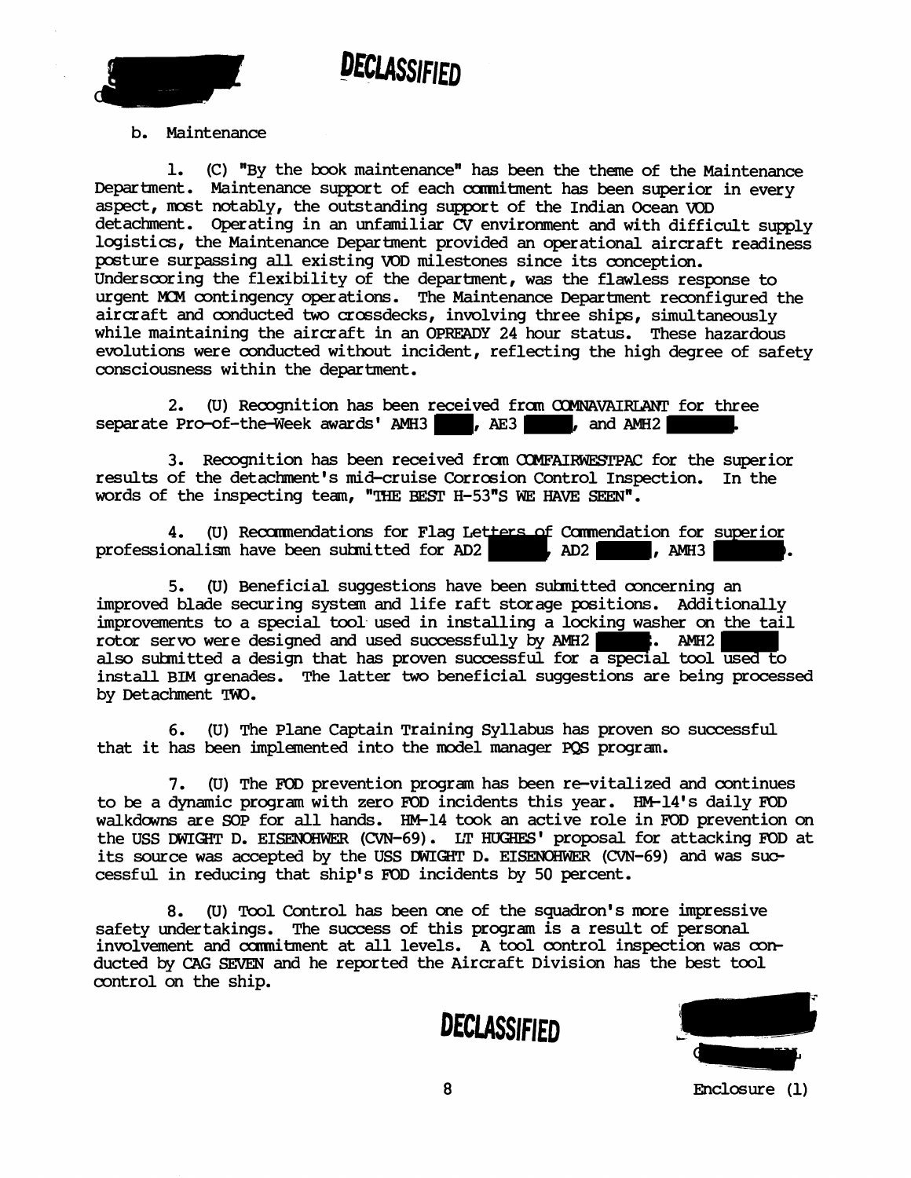DECLASSIFIED

b. Maintenance

1. (C) "By the book maintenance" has been the theme of the Maintenance Department. Maintenance support of each commitment has been superior in every aspect, most notably, the outstanding support of the Indian Ocean VOD detachment. Operating in an unfamiliar CV environment and with difficult supply logistics, the Maintenance Department provided an operational aircraft readiness posture surpassing all existing VOD milestones since its conception. Underscoring the flexibility of the department, was the flawless response to urgent MCM contingency operations. The Maintenance Department reconfigured the aircraft and conducted two crossdecks, involving three ships, simultaneously while maintaining the aircraft in an OPREADY 24 hour status. These hazardous evolutions were conducted without incident, reflecting the high degree of safety consciousness within the department.

2. (U) Recognition has been received from COMNAVAIRLANT for three separate Pro-of-the-Week awards' AMH3 ████, AE3 ████, and AMH2 ████.

3. Recognition has been received from COMFAIRWESTPAC for the superior results of the detachment's mid-cruise Corrosion Control Inspection. In the words of the inspecting team, "THE BEST H-53"S WE HAVE SEEN".

4. (U) Recommendations for Flag Letters of Commendation for superior professionalism have been submitted for AD2 ████, AD2 ████, AMH3 ████.

5. (U) Beneficial suggestions have been submitted concerning an improved blade securing system and life raft storage positions. Additionally improvements to a special tool used in installing a locking washer on the tail rotor servo were designed and used successfully by AMH2 ████. AMH2 ████ also submitted a design that has proven successful for a special tool used to install BIM grenades. The latter two beneficial suggestions are being processed by Detachment TWO.

6. (U) The Plane Captain Training Syllabus has proven so successful that it has been implemented into the model manager PQS program.

7. (U) The FOD prevention program has been re-vitalized and continues to be a dynamic program with zero FOD incidents this year. HM-14's daily FOD walkdowns are SOP for all hands. HM-14 took an active role in FOD prevention on the USS DWIGHT D. EISENOHWER (CVN-69). LT HUGHES' proposal for attacking FOD at its source was accepted by the USS DWIGHT D. EISENOHWER (CVN-69) and was successful in reducing that ship's FOD incidents by 50 percent.

8. (U) Tool Control has been one of the squadron's more impressive safety undertakings. The success of this program is a result of personal involvement and commitment at all levels. A tool control inspection was conducted by CAG SEVEN and he reported the Aircraft Division has the best tool control on the ship.

DECLASSIFIED

Enclosure (1)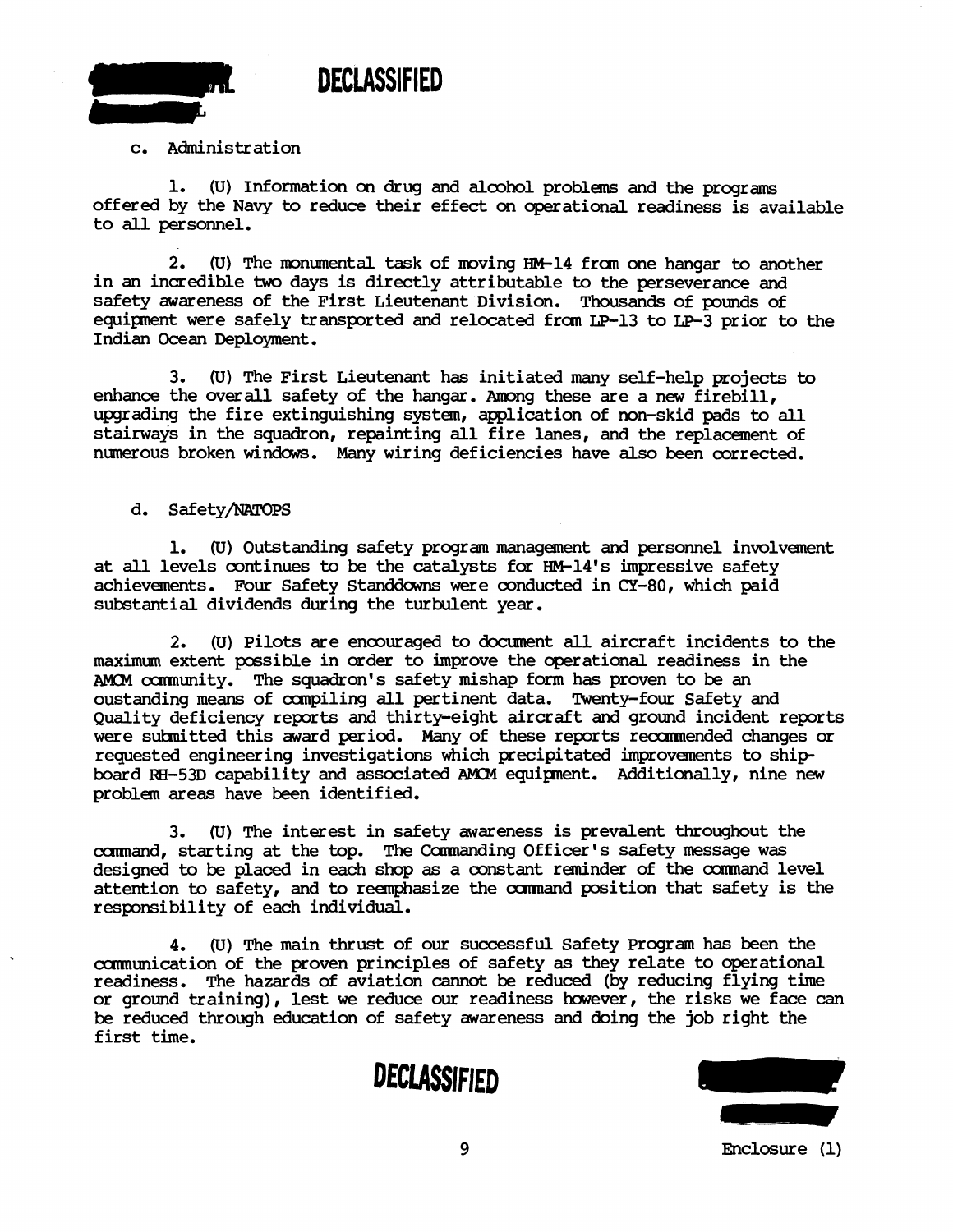c. Administration

1. (U) Information on drug and alcohol problems and the programs offered by the Navy to reduce their effect on operational readiness is available to all personnel.

2. (U) The monumental task of moving HM-14 from one hangar to another in an incredible two days is directly attributable to the perseverance and safety awareness of the First Lieutenant Division. Thousands of pounds of equipment were safely transported and relocated from LP-13 to LP-3 prior to the Indian Ocean Deployment.

3. (U) The First Lieutenant has initiated many self-help projects to enhance the overall safety of the hangar. Among these are a new firebill, upgrading the fire extinguishing system, application of non-skid pads to all stairways in the squadron, repainting all fire lanes, and the replacement of numerous broken windows. Many wiring deficiencies have also been corrected.

d. Safety/NATOPS

1. (U) Outstanding safety program management and personnel involvement at all levels continues to be the catalysts for HM-14's impressive safety achievements. Four Safety Standdowns were conducted in CY-80, which paid substantial dividends during the turbulent year.

2. (U) Pilots are encouraged to document all aircraft incidents to the maximum extent possible in order to improve the operational readiness in the AMCM community. The squadron's safety mishap form has proven to be an oustanding means of compiling all pertinent data. Twenty-four Safety and Quality deficiency reports and thirty-eight aircraft and ground incident reports were submitted this award period. Many of these reports recommended changes or requested engineering investigations which precipitated improvements to shipboard RH-53D capability and associated AMCM equipment. Additionally, nine new problem areas have been identified.

3. (U) The interest in safety awareness is prevalent throughout the command, starting at the top. The Commanding Officer's safety message was designed to be placed in each shop as a constant reminder of the command level attention to safety, and to reemphasize the command position that safety is the responsibility of each individual.

4. (U) The main thrust of our successful Safety Program has been the communication of the proven principles of safety as they relate to operational readiness. The hazards of aviation cannot be reduced (by reducing flying time or ground training), lest we reduce our readiness however, the risks we face can be reduced through education of safety awareness and doing the job right the first time.

Enclosure (1)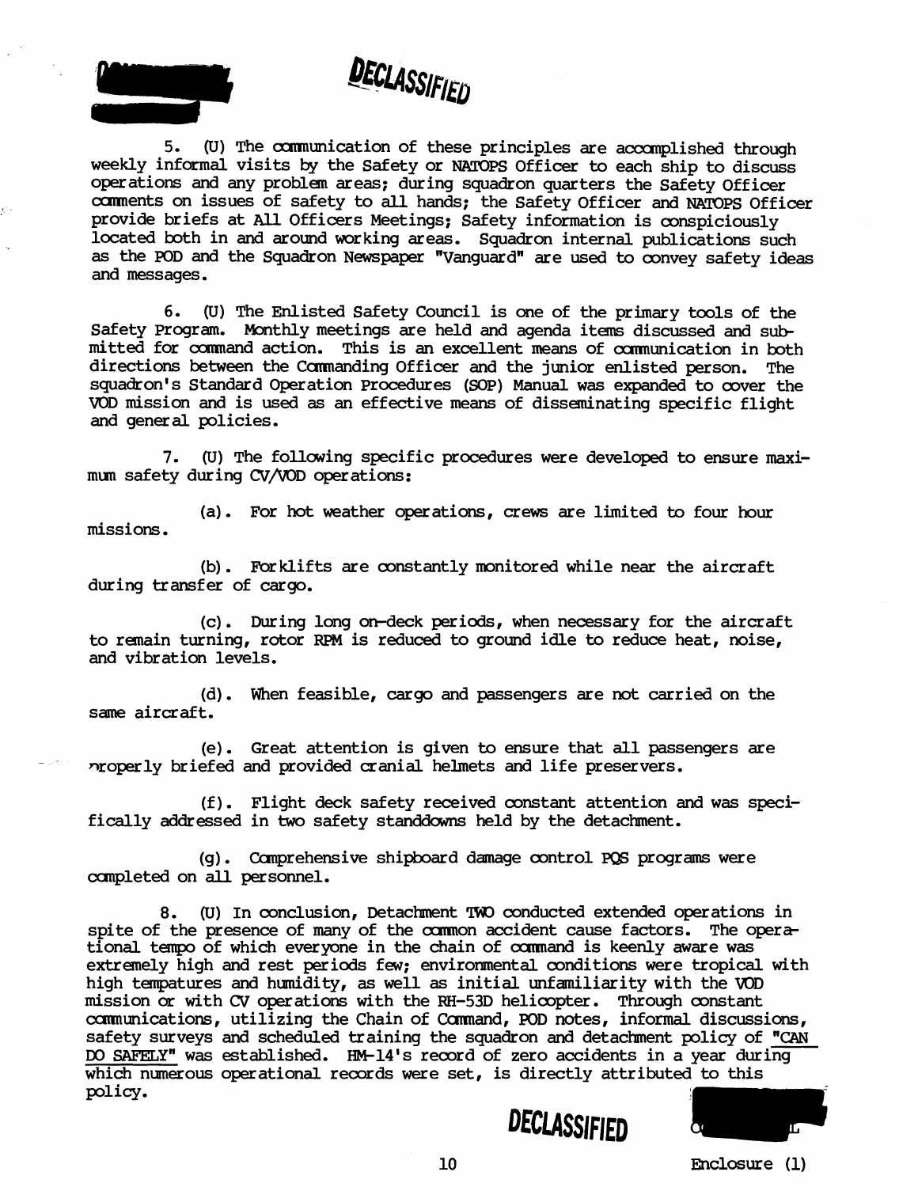DECLASSIFIED

5. (U) The communication of these principles are accomplished through weekly informal visits by the Safety or NATOPS Officer to each ship to discuss operations and any problem areas; during squadron quarters the Safety Officer comments on issues of safety to all hands; the Safety Officer and NATOPS Officer provide briefs at All Officers Meetings; Safety information is conspiciously located both in and around working areas. Squadron internal publications such as the POD and the Squadron Newspaper "Vanguard" are used to convey safety ideas and messages.

6. (U) The Enlisted Safety Council is one of the primary tools of the Safety Program. Monthly meetings are held and agenda items discussed and submitted for command action. This is an excellent means of communication in both directions between the Commanding Officer and the junior enlisted person. The squadron's Standard Operation Procedures (SOP) Manual was expanded to cover the VOD mission and is used as an effective means of disseminating specific flight and general policies.

7. (U) The following specific procedures were developed to ensure maximum safety during CV/VOD operations:

(a). For hot weather operations, crews are limited to four hour missions.

(b). Forklifts are constantly monitored while near the aircraft during transfer of cargo.

(c). During long on-deck periods, when necessary for the aircraft to remain turning, rotor RPM is reduced to ground idle to reduce heat, noise, and vibration levels.

(d). When feasible, cargo and passengers are not carried on the same aircraft.

(e). Great attention is given to ensure that all passengers are properly briefed and provided cranial helmets and life preservers.

(f). Flight deck safety received constant attention and was specifically addressed in two safety standdowns held by the detachment.

(g). Comprehensive shipboard damage control PQS programs were completed on all personnel.

8. (U) In conclusion, Detachment TWO conducted extended operations in spite of the presence of many of the common accident cause factors. The operational tempo of which everyone in the chain of command is keenly aware was extremely high and rest periods few; environmental conditions were tropical with high tempatures and humidity, as well as initial unfamiliarity with the VOD mission or with CV operations with the RH-53D helicopter. Through constant communications, utilizing the Chain of Command, POD notes, informal discussions, safety surveys and scheduled training the squadron and detachment policy of "CAN DO SAFELY" was established. HM-14's record of zero accidents in a year during which numerous operational records were set, is directly attributed to this policy.

DECLASSIFIED

Enclosure (1)